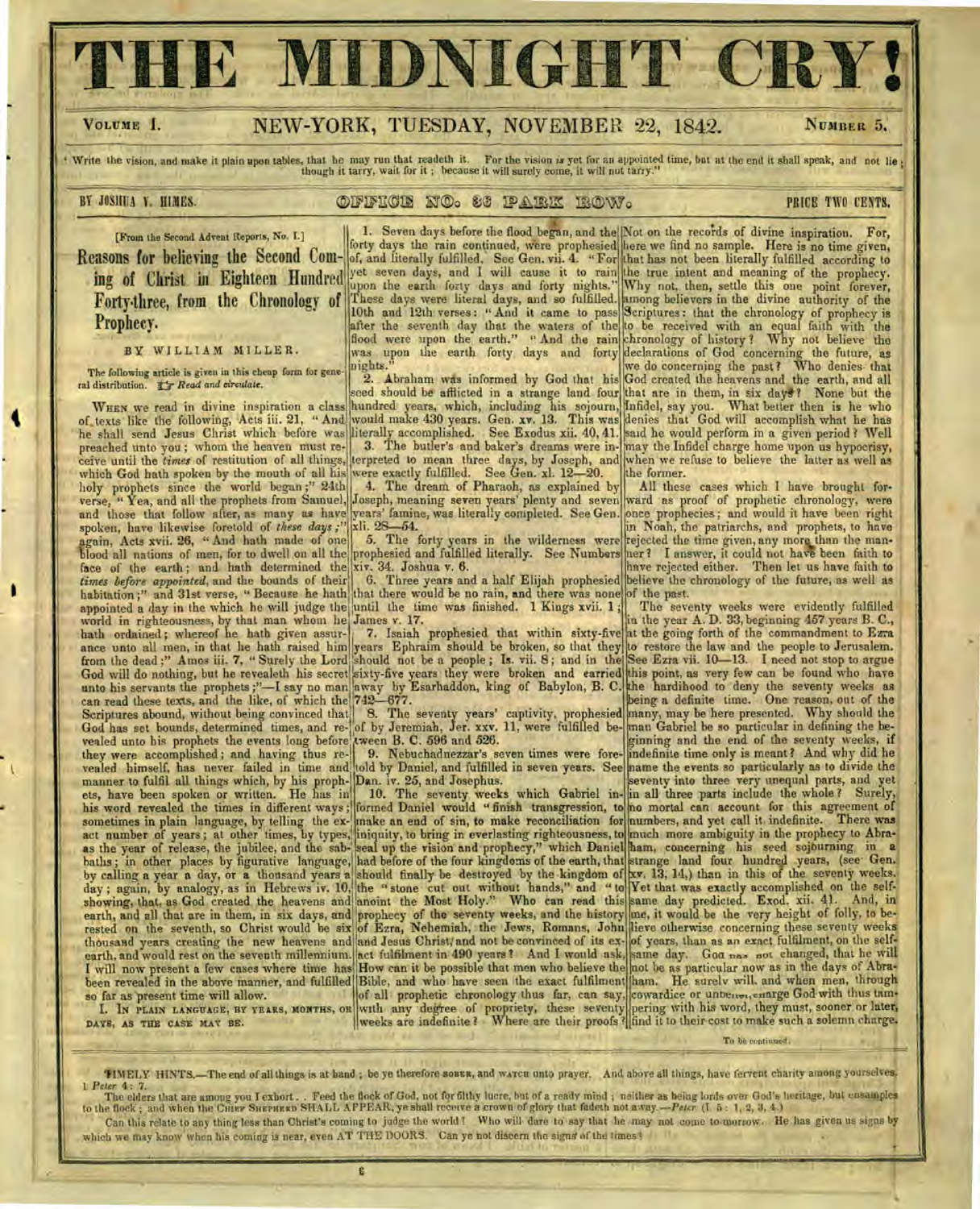# THE MIDNIGHT CRY!

VOLUME I. NEW-YORK, TUESDAY, NOVEMBER 22, 1842. NUMBER 5.

"Write the vision, and make it plain upon tables, that he may run that readeth it. For the vision *is* yet for an appointed time, but at the end it shall speak, and not lie; though it tarry, wait for it; because it will surely come, it will not tarry."

BY JOSHUA V. HIMES. OFFICE NO. 36 PARK ROW. PRICE TWO CENTS.

[From the Second Advent Reports, No. I.]

## Reasons for believing the Second Coming of Christ in Eighteen Hundred Forty-three, from the Chronology of Prophecy.

BY WILLIAM MILLER.

The following article is given in this cheap form for general distribution. ☞ *Read and circulate.*

WHEN we read in divine inspiration a class of texts like the following, Acts iii. 21, "And he shall send Jesus Christ which before was preached unto you; whom the heaven must receive until the *times* of restitution of all things, which God hath spoken by the mouth of all his holy prophets since the world began;" 24th verse, "Yea, and all the prophets from Samuel, and those that follow after, as many as have spoken, have likewise foretold of *these days*;" again, Acts xvii. 26, "And hath made of one blood all nations of men, for to dwell on all the face of the earth; and hath determined the *times before appointed*, and the bounds of their habitation;" and 31st verse, "Because he hath appointed a day in the which he will judge the world in righteousness, by that man whom he hath ordained; whereof he hath given assurance unto all men, in that he hath raised him from the dead;" Amos iii. 7, "Surely the Lord God will do nothing, but he revealeth his secret unto his servants the prophets;"—I say no man can read these texts, and the like, of which the Scriptures abound, without being convinced that God has set bounds, determined times, and revealed unto his prophets the events long before they were accomplished; and having thus revealed himself, has never failed in time and manner to fulfil all things which, by his prophets, have been spoken or written. He has in his word revealed the times in different ways; sometimes in plain language, by telling the exact number of years; at other times, by types, as the year of release, the jubilee, and the sabbaths; in other places by figurative language, by calling a year a day, or a thousand years a day; again, by analogy, as in Hebrews iv. 10, showing, that, as God created the heavens and earth, and all that are in them, in six days, and rested on the seventh, so Christ would be six thousand years creating the new heavens and earth, and would rest on the seventh millennium. I will now present a few cases where time has been revealed in the above manner, and fulfilled so far as present time will allow.

I. IN PLAIN LANGUAGE, BY YEARS, MONTHS, OR DAYS, AS THE CASE MAY BE.

1. Seven days before the flood began, and the forty days the rain continued, were prophesied of, and literally fulfilled. See Gen. vii. 4. "For yet seven days, and I will cause it to rain upon the earth forty days and forty nights." These days were literal days, and so fulfilled. 10th and 12th verses: "And it came to pass after the seventh day that the waters of the flood were upon the earth." "And the rain was upon the earth forty days and forty nights."

2. Abraham was informed by God that his seed should be afflicted in a strange land four hundred years, which, including his sojourn, would make 430 years. Gen. xv. 13. This was literally accomplished. See Exodus xii. 40, 41.

3. The butler's and baker's dreams were interpreted to mean three days, by Joseph, and were exactly fulfilled. See Gen. xl. 12—20.

4. The dream of Pharaoh, as explained by Joseph, meaning seven years' plenty and seven years' famine, was literally completed. See Gen. xli. 28—54.

5. The forty years in the wilderness were prophesied and fulfilled literally. See Numbers xiv. 34. Joshua v. 6.

6. Three years and a half Elijah prophesied that there would be no rain, and there was none until the time was finished. 1 Kings xvii. 1; James v. 17.

7. Isaiah prophesied that within sixty-five years Ephraim should be broken, so that they should not be a people; Is. vii. 8; and in the sixty-five years they were broken and carried away by Esarhaddon, king of Babylon, B. C. 742—677.

8. The seventy years' captivity, prophesied of by Jeremiah, Jer. xxv. 11, were fulfilled between B. C. 596 and 526.

9. Nebuchadnezzar's seven times were foretold by Daniel, and fulfilled in seven years. See Dan. iv. 25, and Josephus.

10. The seventy weeks which Gabriel informed Daniel would "finish transgression, to make an end of sin, to make reconciliation for iniquity, to bring in everlasting righteousness, to seal up the vision and prophecy," which Daniel had before of the four kingdoms of the earth, that should finally be destroyed by the kingdom of the "stone cut out without hands," and "to anoint the Most Holy." Who can read this prophecy of the seventy weeks, and the history of Ezra, Nehemiah, the Jews, Romans, John and Jesus Christ, and not be convinced of its exact fulfilment in 490 years? And I would ask, How can it be possible that men who believe the Bible, and who have seen the exact fulfilment of all prophetic chronology thus far, can say, with any degree of propriety, these seventy weeks are indefinite? Where are their proofs? Not on the records of divine inspiration. For, here we find no sample. Here is no time given, that has not been literally fulfilled according to the true intent and meaning of the prophecy. Why not, then, settle this one point forever, among believers in the divine authority of the Scriptures: that the chronology of prophecy is to be received with an equal faith with the chronology of history? Why not believe the declarations of God concerning the future, as we do concerning the past? Who denies that God created the heavens and the earth, and all that are in them, in six days? None but the Infidel, say you. What better then is he who denies that God will accomplish what he has said he would perform in a given period? Well may the Infidel charge home upon us hypocrisy, when we refuse to believe the latter as well as the former.

All these cases which I have brought forward as proof of prophetic chronology, were once prophecies; and would it have been right in Noah, the patriarchs, and prophets, to have rejected the time given, any more than the manner? I answer, it could not have been faith to have rejected either. Then let us have faith to believe the chronology of the future, as well as of the past.

The seventy weeks were evidently fulfilled in the year A. D. 33, beginning 457 years B. C., at the going forth of the commandment to Ezra to restore the law and the people to Jerusalem. See Ezra vii. 10—13. I need not stop to argue this point, as very few can be found who have the hardihood to deny the seventy weeks as being a definite time. One reason, out of the many, may be here presented. Why should the man Gabriel be so particular in defining the beginning and the end of the seventy weeks, if indefinite time only is meant? And why did he name the events so particularly as to divide the seventy into three very unequal parts, and yet in all three parts include the whole? Surely, no mortal can account for this agreement of numbers, and yet call it indefinite. There was much more ambiguity in the prophecy to Abraham, concerning his seed sojourning in a strange land four hundred years, (see Gen. xv. 13, 14,) than in this of the seventy weeks. Yet that was exactly accomplished on the self-same day predicted. Exod. xii. 41. And, in me, it would be the very height of folly, to believe otherwise concerning these seventy weeks of years, than as an exact fulfilment, on the self-same day. God has not changed, that he will not be as particular now as in the days of Abraham. He surely will, and when men, through cowardice or unbelief, charge God with thus tampering with his word, they must, sooner or later, find it to their cost to make such a solemn charge.

To be continued.

---

TIMELY HINTS.—The end of all things is at hand; be ye therefore SOBER, and WATCH unto prayer. And above all things, have fervent charity among yourselves. 1 *Peter* 4: 7.

The elders that are among you I exhort. . Feed the flock of God, not for filthy lucre, but of a ready mind; neither as being lords over God's heritage, but ensamples to the flock; and when the CHIEF SHEPHERD SHALL APPEAR, ye shall receive a crown of glory that fadeth not away.—*Peter* (I. 5: 1, 2, 3, 4.)

Can this relate to any thing less than Christ's coming to judge the world? Who will dare to say that he may not come to-morrow. He has given us signs by which we may know when his coming is near, even AT THE DOORS. Can ye not discern the signs of the times?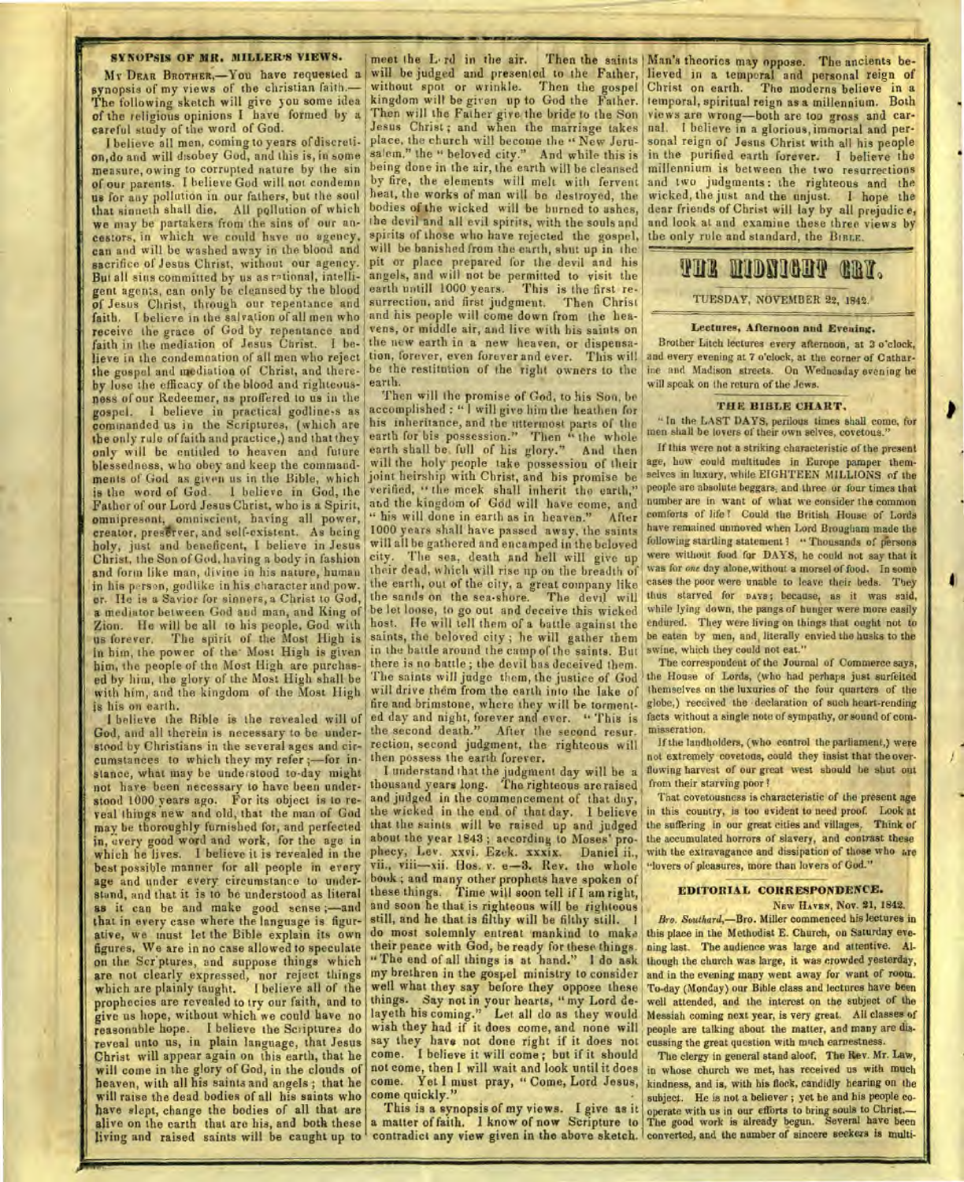## SYNOPSIS OF MR. MILLER'S VIEWS.

MY DEAR BROTHER,—You have requested a synopsis of my views of the christian faith.—The following sketch will give you some idea of the religious opinions I have formed by a careful study of the word of God.

I believe all men, coming to years of discretion, do and will disobey God, and this is, in some measure, owing to corrupted nature by the sin of our parents. I believe God will not condemn us for any pollution in our fathers, but the soul that sinneth shall die. All pollution of which we may be partakers from the sins of our ancestors, in which we could have no agency, can and will be washed away in the blood and sacrifice of Jesus Christ, without our agency. But all sins committed by us as rational, intelligent agents, can only be cleansed by the blood of Jesus Christ, through our repentance and faith. I believe in the salvation of all men who receive the grace of God by repentance and faith in the mediation of Jesus Christ. I believe in the condemnation of all men who reject the gospel and mediation of Christ, and thereby lose the efficacy of the blood and righteousness of our Redeemer, as proffered to us in the gospel. I believe in practical godliness as commanded us in the Scriptures, (which are the only rule of faith and practice,) and that they only will be entitled to heaven and future blessedness, who obey and keep the commandments of God as given us in the Bible, which is the word of God. I believe in God, the Father of our Lord Jesus Christ, who is a Spirit, omnipresent, omniscient, having all power, creator, preserver, and self-existent. As being holy, just and beneficent, I believe in Jesus Christ, the Son of God, having a body in fashion and form like man, divine in his nature, human in his person, godlike in his character and power. He is a Savior for sinners, a Christ to God, a mediator between God and man, and King of Zion. He will be all to his people, God with us forever. The spirit of the Most High is in him, the power of the Most High is given him, the people of the Most High are purchased by him, the glory of the Most High shall be with him, and the kingdom of the Most High is his on earth.

I believe the Bible is the revealed will of God, and all therein is necessary to be understood by Christians in the several ages and circumstances to which they my refer;—for instance, what may be understood to-day might not have been necessary to have been understood 1000 years ago. For its object is to reveal things new and old, that the man of God may be thoroughly furnished for, and perfected in, every good word and work, for the age in which he lives. I believe it is revealed in the best possible manner for all people in every age and under every circumstance to understand, and that it is to be understood as literal as it can be and make good sense;—and that in every case where the language is figurative, we must let the Bible explain its own figures. We are in no case allowed to speculate on the Scriptures, and suppose things which are not clearly expressed, nor reject things which are plainly taught. I believe all of the prophecies are revealed to try our faith, and to give us hope, without which we could have no reasonable hope. I believe the Scriptures do reveal unto us, in plain language, that Jesus Christ will appear again on this earth, that he will come in the glory of God, in the clouds of heaven, with all his saints and angels; that he will raise the dead bodies of all his saints who have slept, change the bodies of all that are alive on the earth that are his, and both these living and raised saints will be caught up to meet the Lord in the air. Then the saints will be judged and presented to the Father, without spot or wrinkle. Then the gospel kingdom will be given up to God the Father. Then will the Father give the bride to the Son Jesus Christ; and when the marriage takes place, the church will become the "New Jerusalem," the "beloved city." And while this is being done in the air, the earth will be cleansed by fire, the elements will melt with fervent heat, the works of man will be destroyed, the bodies of the wicked will be burned to ashes, the devil and all evil spirits, with the souls and spirits of those who have rejected the gospel, will be banished from the earth, shut up in the pit or place prepared for the devil and his angels, and will not be permitted to visit the earth untill 1000 years. This is the first resurrection, and first judgment. Then Christ and his people will come down from the heavens, or middle air, and live with his saints on the new earth in a new heaven, or dispensation, forever, even forever and ever. This will be the restitution of the right owners to the earth.

Then will the promise of God, to his Son, be accomplished: "I will give him the heathen for his inheritance, and the uttermost parts of the earth for his possession." Then "the whole earth shall be full of his glory." And then will the holy people take possession of their joint heirship with Christ, and his promise be verified, "the meek shall inherit the earth," and the kingdom of God will have come, and "his will done in earth as in heaven." After 1000 years shall have passed away, the saints will all be gathered and encamped in the beloved city. The sea, death and hell will give up their dead, which will rise up on the breadth of the earth, out of the city, a great company like the sands on the sea-shore. The devil will be let loose, to go out and deceive this wicked host. He will tell them of a battle against the saints, the beloved city; he will gather them in the battle around the camp of the saints. But there is no battle; the devil has deceived them. The saints will judge them, the justice of God will drive them from the earth into the lake of fire and brimstone, where they will be tormented day and night, forever and ever. "This is the second death." After the second resurrection, second judgment, the righteous will then possess the earth forever.

I understand that the judgment day will be a thousand years long. The righteous are raised and judged in the commencement of that day, the wicked in the end of that day. I believe that the saints will be raised up and judged about the year 1843; according to Moses' prophecy, Lev. xxvi. Ezek. xxxix. Daniel ii., vii., viii—xii. Hos. v. e—3. Rev. the whole book; and many other prophets have spoken of these things. Time will soon tell if I am right, and soon he that is righteous will be righteous still, and he that is filthy will be filthy still. I do most solemnly entreat mankind to make their peace with God, be ready for these things. "The end of all things is at hand." I do ask my brethren in the gospel ministry to consider well what they say before they oppose these things. Say not in your hearts, "my Lord delayeth his coming." Let all do as they would wish they had if it does come, and none will say they have not done right if it does not come. I believe it will come; but if it should not come, then I will wait and look until it does come. Yet I must pray, "Come, Lord Jesus, come quickly."

This is a synopsis of my views. I give as it a matter of faith. I know of now Scripture to contradict any view given in the above sketch. Man's theories may oppose. The ancients believed in a temporal and personal reign of Christ on earth. The moderns believe in a temporal, spiritual reign as a millennium. Both views are wrong—both are too gross and carnal. I believe in a glorious, immortal and personal reign of Jesus Christ with all his people in the purified earth forever. I believe the millennium is between the two resurrections and two judgments: the righteous and the wicked, the just and the unjust. I hope the dear friends of Christ will lay by all prejudice, and look at and examine these three views by the only rule and standard, the BIBLE.

# THE MIDNIGHT CRY.

TUESDAY, NOVEMBER 22, 1842.

### Lectures, Afternoon and Evening.

Brother Litch lectures every afternoon, at 3 o'clock, and every evening at 7 o'clock, at the corner of Catharine and Madison streets. On Wednesday evening he will speak on the return of the Jews.

### THE BIBLE CHART.

"In the LAST DAYS, perilous times shall come, for men shall be lovers of their own selves, covetous."

If this were not a striking characteristic of the present age, how could multitudes in Europe pamper themselves in luxury, while EIGHTEEN MILLIONS of the people are absolute beggars, and three or four times that number are in want of what we consider the common comforts of life? Could the British House of Lords have remained unmoved when Lord Brougham made the following startling statement? "Thousands of persons were without food for DAYS, he could not say that it was for *one* day alone, without a morsel of food. In some cases the poor were unable to leave their beds. They thus starved for DAYS; because, as it was said, while lying down, the pangs of hunger were more easily endured. They were living on things that ought not to be eaten by men, and literally envied the husks to the swine, which they could not eat."

The correspondent of the Journal of Commerce says, the House of Lords, (who had perhaps just surfeited themselves on the luxuries of the four quarters of the globe,) received the declaration of such heart-rending facts without a single note of sympathy, or sound of commisseration.

If the landholders, (who control the parliament,) were not extremely covetous, could they insist that the overflowing harvest of our great west should be shut out from their starving poor?

That covetousness is characteristic of the present age in this country, is too evident to need proof. Look at the suffering in our great cities and villages. Think of the accumulated horrors of slavery, and contrast these with the extravagance and dissipation of those who are "lovers of pleasures, more than lovers of God."

### EDITORIAL CORRESPONDENCE.

NEW HAVEN, Nov. 21, 1842.

*Bro. Southard*,—Bro. Miller commenced his lectures in this place in the Methodist E. Church, on Saturday evening last. The audience was large and attentive. Although the church was large, it was crowded yesterday, and in the evening many went away for want of room. To-day (Monday) our Bible class and lectures have been well attended, and the interest on the subject of the Messiah coming next year, is very great. All classes of people are talking about the matter, and many are discussing the great question with much earnestness.

The clergy in general stand aloof. The Rev. Mr. Law, in whose church we met, has received us with much kindness, and is, with his flock, candidly hearing on the subject. He is not a believer; yet he and his people cooperate with us in our efforts to bring souls to Christ.—The good work is already begun. Several have been converted, and the number of sincere seekers is multi-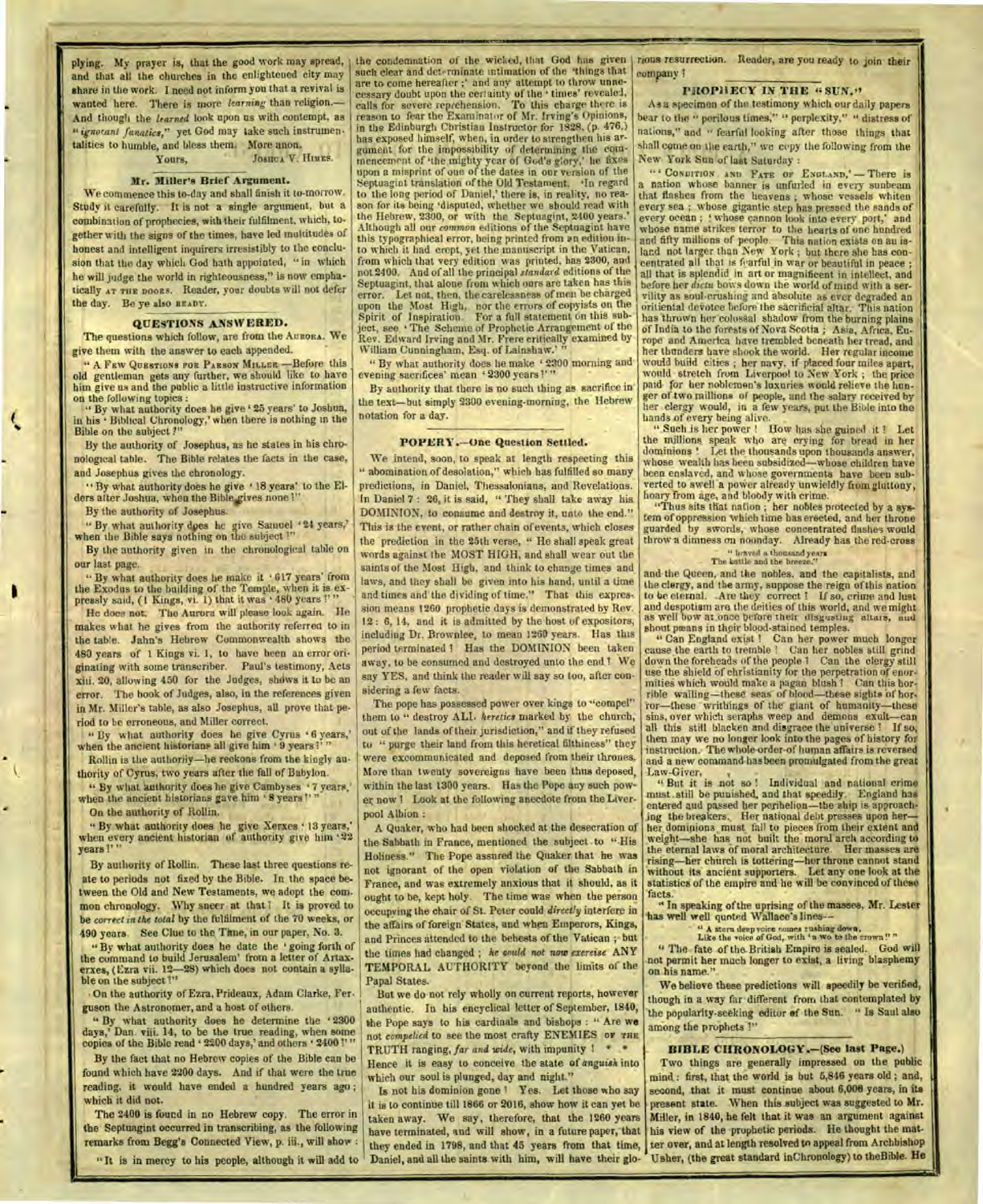plying. My prayer is, that the good work may spread, and that all the churches in the enlightened city may share in the work. I need not inform you that a revival is wanted here. There is more *learning* than religion.—And though the *learned* look upon us with contempt, as "*ignorant fanatics*," yet God may take such instrumentalities to humble, and bless them. More anon.

Yours, JOSHUA V. HIMES.

### Mr. Miller's Brief Argument.

We commence this to-day and shall finish it to-morrow. Study it carefully. It is not a single argument, but a combination of prophecies, with their fulfilment, which, together with the signs of the times, have led multitudes of honest and intelligent inquirers irresistibly to the conclusion that the day which God hath appointed, "in which he will judge the world in righteousness," is now emphatically AT THE DOORS. Reader, your doubts will not defer the day. Be ye also READY.

### QUESTIONS ANSWERED.

The questions which follow, are from the AURORA. We give them with the answer to each appended.

"A FEW QUESTIONS FOR PARSON MILLER.—Before this old gentleman gets any further, we should like to have him give us and the public a little instructive information on the following topics:

"By what authority does he give '25 years' to Joshua, in his 'Biblical Chronology,' when there is nothing in the Bible on the subject?"

By the authority of Josephus, as he states in his chronological table. The Bible relates the facts in the case, and Josephus gives the chronology.

"By what authority does he give '18 years' to the Elders after Joshua, when the Bible gives none?"

By the authority of Josephus.

"By what authority does he give Samuel '24 years,' when the Bible says nothing on the subject?"

By the authority given in the chronological table on our last page.

"By what authority does he make it '617 years' from the Exodus to the building of the Temple, when it is expressly said, (1 Kings, vi. 1) that it was '480 years'?"

He does not. The Aurora will please look again. He makes what he gives from the authority referred to in the table. Jahn's Hebrew Commonwealth shows the 480 years of 1 Kings vi. 1, to have been an error originating with some transcriber. Paul's testimony, Acts xiii. 20, allowing 450 for the Judges, shows it to be an error. The book of Judges, also, in the references given in Mr. Miller's table, as also Josephus, all prove that period to be erroneous, and Miller correct.

"By what authority does he give Cyrus '6 years,' when the ancient historians all give him '9 years?'"

Rollin is the authority—he reckons from the kingly authority of Cyrus, two years after the fall of Babylon.

"By what authority does he give Cambyses '7 years,' when the ancient historians gave him '8 years?'"

On the authority of Rollin.

"By what authority does he give Xerxes '13 years,' when every ancient historian of authority give him '22 years?'"

By authority of Rollin. These last three questions relate to periods not fixed by the Bible. In the space between the Old and New Testaments, we adopt the common chronology. Why sneer at that? It is proved to be *correct in the total* by the fulfilment of the 70 weeks, or 490 years. See Clue to the Time, in our paper, No. 3.

"By what authority does he date the 'going forth of the command to build Jerusalem' from a letter of Artaxerxes, (Ezra vii. 12—28) which does not contain a syllable on the subject?"

On the authority of Ezra, Prideaux, Adam Clarke, Ferguson the Astronomer, and a host of others.

"By what authority does he determine the '2300 days,' Dan. viii. 14, to be the true reading, when some copies of the Bible read '2200 days,' and others '2400?'"

By the fact that no Hebrew copies of the Bible can be found which have 2200 days. And if that were the true reading, it would have ended a hundred years ago; which it did not.

The 2400 is found in no Hebrew copy. The error in the Septuagint occurred in transcribing, as the following remarks from Begg's Connected View, p. iii., will show:

"It is in mercy to his people, although it will add to the condemnation of the wicked, that God has given such clear and determinate intimation of the 'things that are to come hereafter;' and any attempt to throw unnecessary doubt upon the certainty of the 'times' revealed, calls for severe reprehension. To this charge there is reason to fear the Examinator of Mr. Irving's Opinions, in the Edinburgh Christian Instructor for 1828, (p. 476,) has exposed himself, when, in order to strengthen his argument for the impossibility of determining the commencement of 'the mighty year of God's glory,' he fixes upon a misprint of one of the dates in our version of the Septuagint translation of the Old Testament. 'In regard to the long period of Daniel,' there is, in reality, no reason for its being 'disputed, whether we should read with the Hebrew, 2300, or with the Septuagint, 2400 years.' Although all our *common* editions of the Septuagint have this typographical error, being printed from an edition into which it had crept, yet the manuscript in the Vatican, from which that very edition was printed, has 2300, and not 2400. And of all the principal *standard* editions of the Septuagint, that alone from which ours are taken has this error. Let not, then, the carelessness of men be charged upon the Most High, nor the errors of copyists on the Spirit of Inspiration. For a full statement on this subject, see 'The Scheme of Prophetic Arrangement of the Rev. Edward Irving and Mr. Frere critically examined by William Cunningham, Esq. of Lainshaw.'"

"By what authority does he make '2300 morning and evening sacrifices' mean '2300 years?'"

By authority that there is no such thing as sacrifice in the text—but simply 2300 evening-morning, the Hebrew notation for a day.

### POPERY.—One Question Settled.

We intend, soon, to speak at length respecting this "abomination of desolation," which has fulfilled so many predictions, in Daniel, Thessalonians, and Revelations. In Daniel 7: 26, it is said, "They shall take away his DOMINION, to consume and destroy it, unto the end." This is the event, or rather chain of events, which closes the prediction in the 25th verse, "He shall speak great words against the MOST HIGH, and shall wear out the saints of the Most High, and think to change times and laws, and they shall be given into his hand, until a time and times and the dividing of time." That this expression means 1260 prophetic days is demonstrated by Rev. 12: 6, 14, and it is admitted by the host of expositors, including Dr. Brownlee, to mean 1260 years. Has this period terminated? Has the DOMINION been taken away, to be consumed and destroyed unto the end? We say YES, and think the reader will say so too, after considering a few facts.

The pope has possessed power over kings to "compel" them to "destroy ALL *heretics* marked by the church, out of the lands of their jurisdiction," and if they refused to "purge their land from this heretical filthiness" they were excommunicated and deposed from their thrones. More than twenty sovereigns have been thus deposed, within the last 1300 years. Has the Pope any such power now? Look at the following anecdote from the Liverpool Albion:

A Quaker, who had been shocked at the desecration of the Sabbath in France, mentioned the subject to "His Holiness." The Pope assured the Quaker that he was not ignorant of the open violation of the Sabbath in France, and was extremely anxious that it should, as it ought to be, kept holy. The time was when the person occupying the chair of St. Peter could *directly* interfere in the affairs of foreign States, and when Emperors, Kings, and Princes attended to the behests of the Vatican; but the times had changed; *he could not now exercise* ANY TEMPORAL AUTHORITY beyond the limits of the Papal States.

But we do not rely wholly on current reports, however authentic. In his encyclical letter of September, 1840, the Pope says to his cardinals and bishops: "Are we not *compelled* to see the most crafty ENEMIES OF THE TRUTH ranging, *far and wide*, with impunity! * * Hence it is easy to conceive the state of *anguish* into which our soul is plunged, day and night."

Is not his dominion gone? Yes. Let those who say it is to continue till 1866 or 2016, show how it can yet be taken away. We say, therefore, that the 1260 years have terminated, and will show, in a future paper, that they ended in 1798, and that 45 years from that time, Daniel, and all the saints with him, will have their glorious resurrection. Reader, are you ready to join their company?

### PROPHECY IN THE "SUN."

As a specimen of the testimony which our daily papers bear to the "perilous times," "perplexity," "distress of nations," and "fearful looking after those things that shall come on the earth," we copy the following from the New York Sun of last Saturday:

"'CONDITION AND FATE OF ENGLAND,'—There is a nation whose banner is unfurled in every sunbeam that flashes from the heavens; whose vessels whiten every sea; whose gigantic step has pressed the sands of every ocean; 'whose cannon look into every port,' and whose name strikes terror to the hearts of one hundred and fifty millions of people. This nation exists on an island not larger than New York; but there she has concentrated all that is fearful in war or beautiful in peace; all that is splendid in art or magnificent in intellect, and before her *dicta* bows down the world of mind with a servility as soul-crushing and absolute as ever degraded an oritiental devotee before the sacrificial altar. This nation has thrown her colossal shadow from the burning plains of India to the forests of Nova Scotia; Asia, Africa, Europe and America have trembled beneath her tread, and her thunders have shook the world. Her regular income would build cities; her navy, if placed four miles apart, would stretch from Liverpool to New York; the price paid for her noblemen's luxuries would relieve the hunger of two millions of people, and the salary received by her clergy would, in a few years, put the Bible into the hands of every being alive.

"Such is her power! How has she gained it? Let the millions speak who are crying for bread in her dominions! Let the thousands upon thousands answer, whose wealth has been subsidized—whose children have been enslaved, and whose governments have been subverted to swell a power already unwieldy from gluttony, hoary from age, and bloody with crime.

"Thus sits that nation; her nobles protected by a system of oppression which time has erected, and her throne guarded by swords, whose concentrated flashes would throw a dimness on noonday. Already has the red-cross

"braved a thousand years
The battle and the breeze;"

and the Queen, and the nobles, and the capitalists, and the clergy, and the army, suppose the reign of this nation to be eternal. Are they correct? If so, crime and lust and despotism are the deities of this world, and we might as well bow at once before their disgusting altars, and shout pæans in their blood-stained temples.

"Can England exist? Can her power much longer cause the earth to tremble? Can her nobles still grind down the foreheads of the people? Can the clergy still use the shield of christianity for the perpetration of enormities which would make a pagan blush? Can this horrible wailing—these seas of blood—these sights of horror—these writhings of the giant of humanity—these sins, over which seraphs weep and demons exult—can all this still blacken and disgrace the universe? If so, then may we no longer look into the pages of history for instruction. The whole order of human affairs is reversed and a new command has been promulgated from the great Law-Giver.

"But it is not so! Individual and national crime must still be punished, and that speedily. England has entered and passed her perihelion—the ship is approaching the breakers. Her national debt presses upon her—her dominions must fall to pieces from their extent and weight—she has not built the moral arch according to the eternal laws of moral architecture. Her masses are rising—her church is tottering—her throne cannot stand without its ancient supporters. Let any one look at the statistics of the empire and he will be convinced of these facts.

"In speaking of the uprising of the masses, Mr. Lester has well well quoted Wallace's lines—

"A stern deep voice comes rushing down,
Like the voice of God, with 'a wo to the crown!'"

"The fate of the British Empire is sealed. God will not permit her much longer to exist, a living blasphemy on his name."

We believe these predictions will speedily be verified, though in a way far different from that contemplated by the popularity-seeking editor of the Sun. "Is Saul also among the prophets?"

### BIBLE CHRONOLOGY.—(See last Page.)

Two things are generally impressed on the public mind: first, that the world is but 5,846 years old; and, second, that it must continue about 6,000 years, in its present state. When this subject was suggested to Mr. Miller, in 1840, he felt that it was an argument against his view of the prophetic periods. He thought the matter over, and at length resolved to appeal from Archbishop Usher, (the great standard inChronology) to theBible. He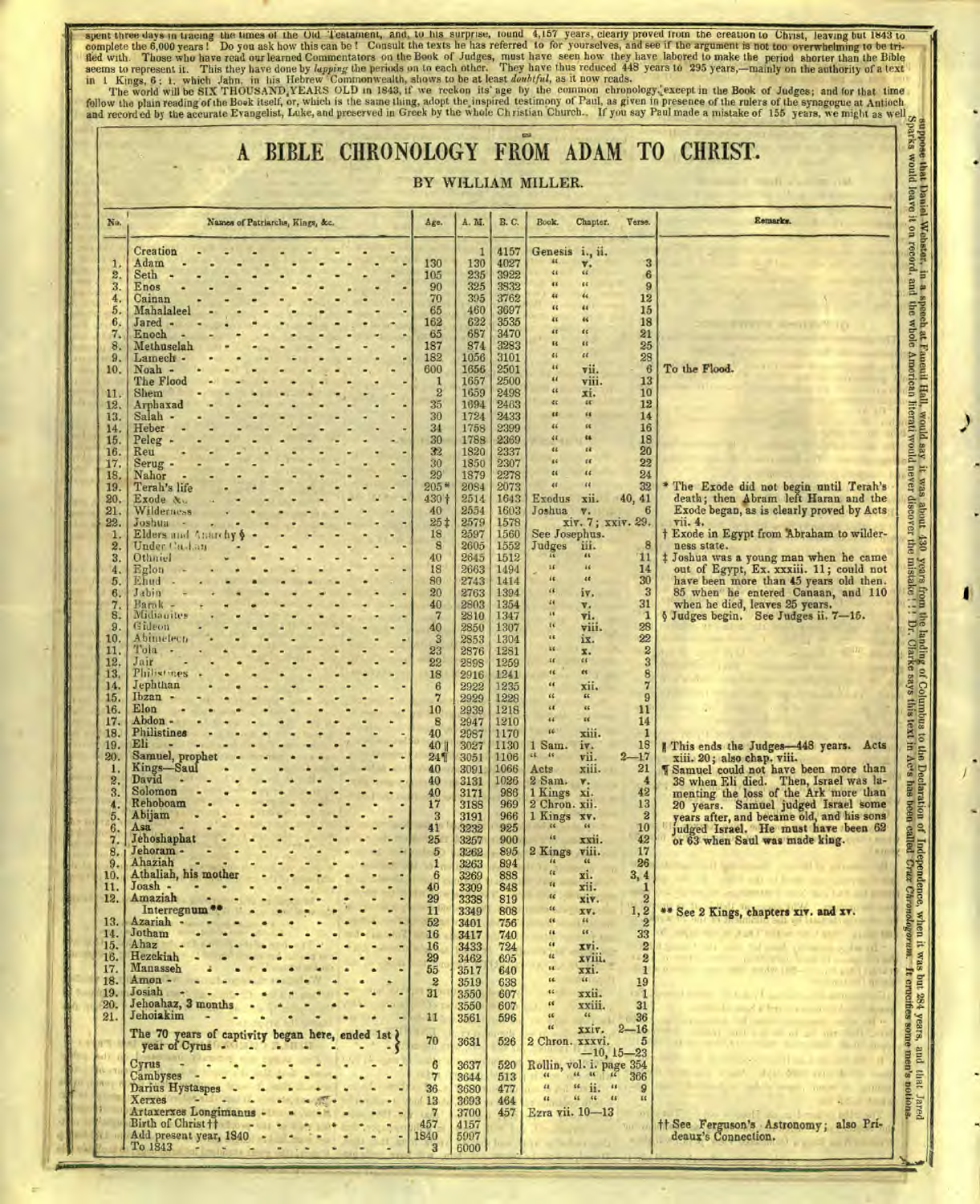spent three days in tracing the times of the Old Testament, and, to his surprise, found 4,157 years, clearly proved from the creation to Christ, leaving but 1843 to complete the 6,000 years! Do you ask how this can be? Consult the texts he has referred to for yourselves, and see if the argument is not too overwhelming to be trifled with. Those who have read our learned Commentators on the Book of Judges, must have seen how they have labored to make the period shorter than the Bible seems to represent it. This they have done by *lapping* the periods on to each other. They have thus reduced 448 years to 295 years,—mainly on the authority of a text in 1 Kings, 6: 1. which Jahn, in his Hebrew Commonwealth, shows to be at least *doubtful*, as it now reads.

The world will be SIX THOUSAND YEARS OLD in 1843, if we reckon its age by the common chronology, except in the Book of Judges; and for that time follow the plain reading of the Book itself, or, which is the same thing, adopt the inspired testimony of Paul, as given in presence of the rulers of the synagogue at Antioch and recorded by the accurate Evangelist, Luke, and preserved in Greek by the whole Christian Church. If you say Paul made a mistake of 155 years, we might as well suppose that Daniel Webster, in a speech at Faneuil Hall, would say it was about 430 years from the landing of Columbus to the Declaration of Independence, when it was but 284 years, and that Jared Sparks would leave it on record, and the whole American literal world never discover the mistake! ! Dr. Clarke says this text in Acts has been called *Crux Chronologorum*. It crucifies some men's notions.

# A BIBLE CHRONOLOGY FROM ADAM TO CHRIST.

## BY WILLIAM MILLER.

| No. | Names of Patriarchs, Kings, &c. | Age. | A. M. | B. C. | Book. | Chapter. | Verse. | Remarks. |
|---|---|---|---|---|---|---|---|---|
| | Creation | | 1 | 4157 | Genesis | i., ii. | | |
| 1. | Adam | 130 | 130 | 4027 | " | v. | 3 | |
| 2. | Seth | 105 | 235 | 3922 | " | " | 6 | |
| 3. | Enos | 90 | 325 | 3832 | " | " | 9 | |
| 4. | Cainan | 70 | 395 | 3762 | " | " | 12 | |
| 5. | Mahalaleel | 65 | 460 | 3697 | " | " | 15 | |
| 6. | Jared | 162 | 622 | 3535 | " | " | 18 | |
| 7. | Enoch | 65 | 687 | 3470 | " | " | 21 | |
| 8. | Methuselah | 187 | 874 | 3283 | " | " | 25 | |
| 9. | Lamech | 182 | 1056 | 3101 | " | " | 28 | |
| 10. | Noah | 600 | 1656 | 2501 | " | vii. | 6 | To the Flood. |
| | The Flood | 1 | 1657 | 2500 | " | viii. | 13 | |
| 11. | Shem | 2 | 1659 | 2498 | " | xi. | 10 | |
| 12. | Arphaxad | 35 | 1694 | 2463 | " | " | 12 | |
| 13. | Salah | 30 | 1724 | 2433 | " | " | 14 | |
| 14. | Heber | 34 | 1758 | 2399 | " | " | 16 | |
| 15. | Peleg | 30 | 1788 | 2369 | " | " | 18 | |
| 16. | Reu | 32 | 1820 | 2337 | " | " | 20 | |
| 17. | Serug | 30 | 1850 | 2307 | " | " | 22 | |
| 18. | Nahor | 29 | 1879 | 2278 | " | " | 24 | |
| 19. | Terah's life | 205 * | 2084 | 2073 | " | " | 32 | * The Exode did not begin until Terah's death; then Abram left Haran and the Exode began, as is clearly proved by Acts vii. 4. |
| 20. | Exode &c. | 430 † | 2514 | 1643 | Exodus | xii. | 40, 41 | † Exode in Egypt from Abraham to wilderness state. |
| 21. | Wilderness | 40 | 2554 | 1603 | Joshua | v. | 6 | |
| 22. | Joshua | 25 ‡ | 2579 | 1578 | | xiv. 7; xxiv. 29. | | ‡ Joshua was a young man when he came out of Egypt, Ex. xxxiii. 11; could not have been more than 45 years old then. 85 when he entered Canaan, and 110 when he died, leaves 25 years. |
| 1. | Elders and Anarchy § | 18 | 2597 | 1560 | See Josephus. | | | § Judges begin. See Judges ii. 7—15. |
| 2. | Under Cushan | 8 | 2605 | 1552 | Judges | iii. | 8 | |
| 3. | Othniel | 40 | 2645 | 1512 | " | " | 11 | |
| 4. | Eglon | 18 | 2663 | 1494 | " | " | 14 | |
| 5. | Ehud | 80 | 2743 | 1414 | " | " | 30 | |
| 6. | Jabin | 20 | 2763 | 1394 | " | iv. | 3 | |
| 7. | Barak | 40 | 2803 | 1354 | " | v. | 31 | |
| 8. | Midianites | 7 | 2810 | 1347 | " | vi. | 1 | |
| 9. | Gideon | 40 | 2850 | 1307 | " | viii. | 28 | |
| 10. | Abimelech | 3 | 2853 | 1304 | " | ix. | 22 | |
| 11. | Tola | 23 | 2876 | 1281 | " | x. | 2 | |
| 12. | Jair | 22 | 2898 | 1259 | " | " | 3 | |
| 13. | Philistines | 18 | 2916 | 1241 | " | " | 8 | |
| 14. | Jephthah | 6 | 2922 | 1235 | " | xii. | 7 | |
| 15. | Ibzan | 7 | 2929 | 1228 | " | " | 9 | |
| 16. | Elon | 10 | 2939 | 1218 | " | " | 11 | |
| 17. | Abdon | 8 | 2947 | 1210 | " | " | 14 | |
| 18. | Philistines | 40 | 2987 | 1170 | " | xiii. | 1 | |
| 19. | Eli | 40 ‖ | 3027 | 1130 | 1 Sam. | iv. | 18 | ‖ This ends the Judges—448 years. Acts xiii. 20; also chap. viii. |
| 20. | Samuel, prophet | 24 ¶ | 3051 | 1106 | " " | vii. | 2—17 | ¶ Samuel could not have been more than 38 when Eli died. Then, Israel was lamenting the loss of the Ark more than 20 years. Samuel judged Israel some years after, and became old, and his sons judged Israel. He must have been 62 or 63 when Saul was made king. |
| 1. | Kings—Saul | 40 | 3091 | 1066 | Acts | xiii. | 21 | |
| 2. | David | 40 | 3131 | 1026 | 2 Sam. | v. | 4 | |
| 3. | Solomon | 40 | 3171 | 986 | 1 Kings | xi. | 42 | |
| 4. | Rehoboam | 17 | 3188 | 969 | 2 Chron. | xii. | 13 | |
| 5. | Abijam | 3 | 3191 | 966 | 1 Kings | xv. | 2 | |
| 6. | Asa | 41 | 3232 | 925 | " | " | 10 | |
| 7. | Jehoshaphat | 25 | 3257 | 900 | " | xxii. | 42 | |
| 8. | Jehoram | 5 | 3262 | 895 | 2 Kings | viii. | 17 | |
| 9. | Ahaziah | 1 | 3263 | 894 | " | " | 26 | |
| 10. | Athaliah, his mother | 6 | 3269 | 888 | " | xi. | 3, 4 | |
| 11. | Joash | 40 | 3309 | 848 | " | xii. | 1 | |
| 12. | Amaziah | 29 | 3338 | 819 | " | xiv. | 2 | |
| | Interregnum ** | 11 | 3349 | 808 | " | xv. | 1, 2 | ** See 2 Kings, chapters xiv. and xv. |
| 13. | Azariah | 52 | 3401 | 756 | " | " | 2 | |
| 14. | Jotham | 16 | 3417 | 740 | " | " | 33 | |
| 15. | Ahaz | 16 | 3433 | 724 | " | xvi. | 2 | |
| 16. | Hezekiah | 29 | 3462 | 695 | " | xviii. | 2 | |
| 17. | Manasseh | 55 | 3517 | 640 | " | xxi. | 1 | |
| 18. | Amon | 2 | 3519 | 638 | " | " | 19 | |
| 19. | Josiah | 31 | 3550 | 607 | " | xxii. | 1 | |
| 20. | Jehoahaz, 3 months | | 3550 | 607 | " | xxiii. | 31 | |
| 21. | Jehoiakim | 11 | 3561 | 596 | " | " | 36 | |
| | The 70 years of captivity began here, ended 1st year of Cyrus | 70 | 3631 | 526 | " / 2 Chron. | xxiv. / xxxvi. | 2—16 / 5 —10, 15—23 | |
| | Cyrus | 6 | 3637 | 520 | Rollin, vol. i. page 354 | | | |
| | Cambyses | 7 | 3644 | 513 | " " " " 366 | | | |
| | Darius Hystaspes | 36 | 3680 | 477 | " " ii. " 9 | | | |
| | Xerxes | 13 | 3693 | 464 | " " " " " | | | |
| | Artaxerxes Longimanus | 7 | 3700 | 457 | Ezra vii. 10—13 | | | |
| | Birth of Christ †† | 457 | 4157 | | | | | †† See Ferguson's Astronomy; also Prideaux's Connection. |
| | Add present year, 1840 | 1840 | 5997 | | | | | |
| | To 1843 | 3 | 6000 | | | | | |